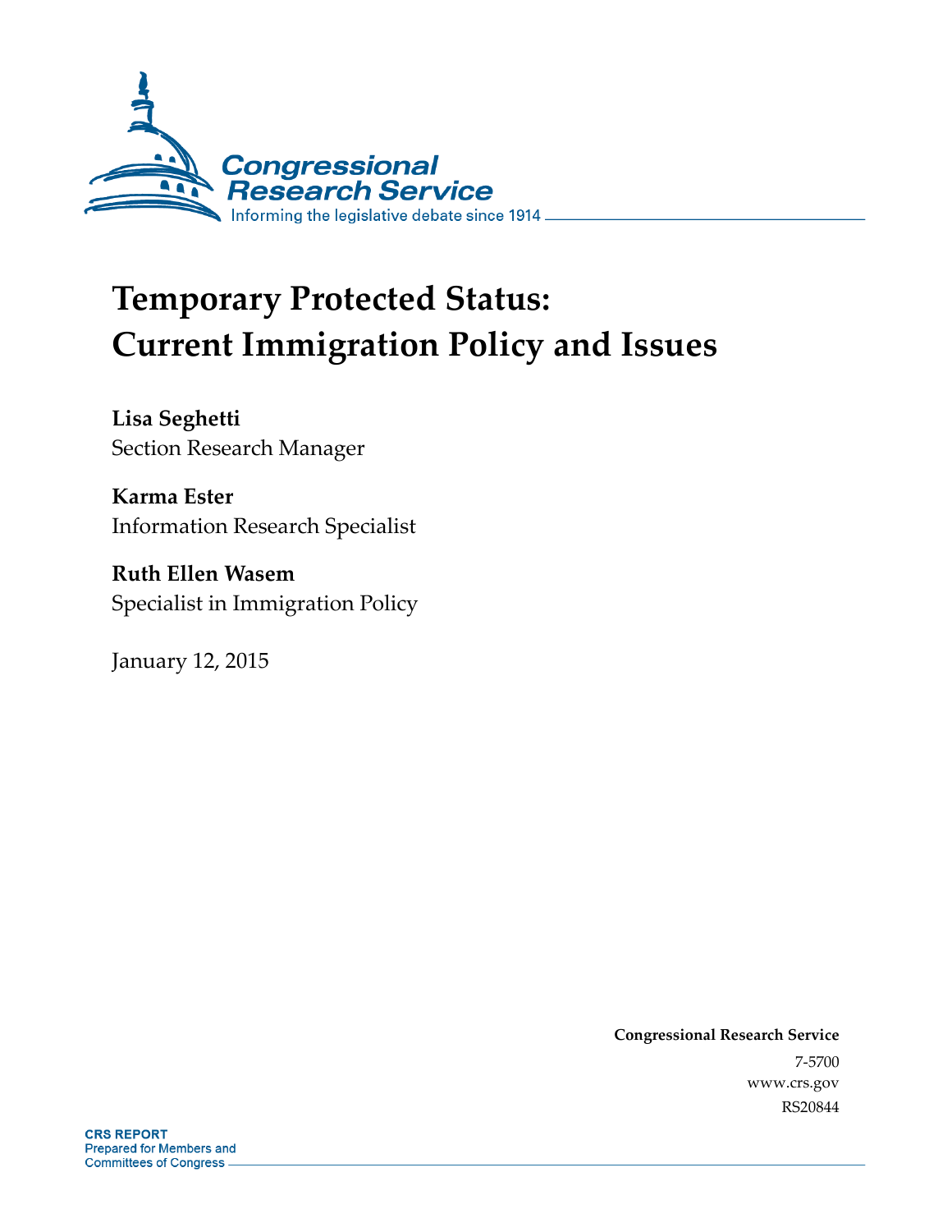Congressional Research Service

Informing the legislative debate since 1914

# Temporary Protected Status: Current Immigration Policy and Issues

**Lisa Seghetti**
Section Research Manager

**Karma Ester**
Information Research Specialist

**Ruth Ellen Wasem**
Specialist in Immigration Policy

January 12, 2015

**Congressional Research Service**
7-5700
www.crs.gov
RS20844

**CRS REPORT**
Prepared for Members and Committees of Congress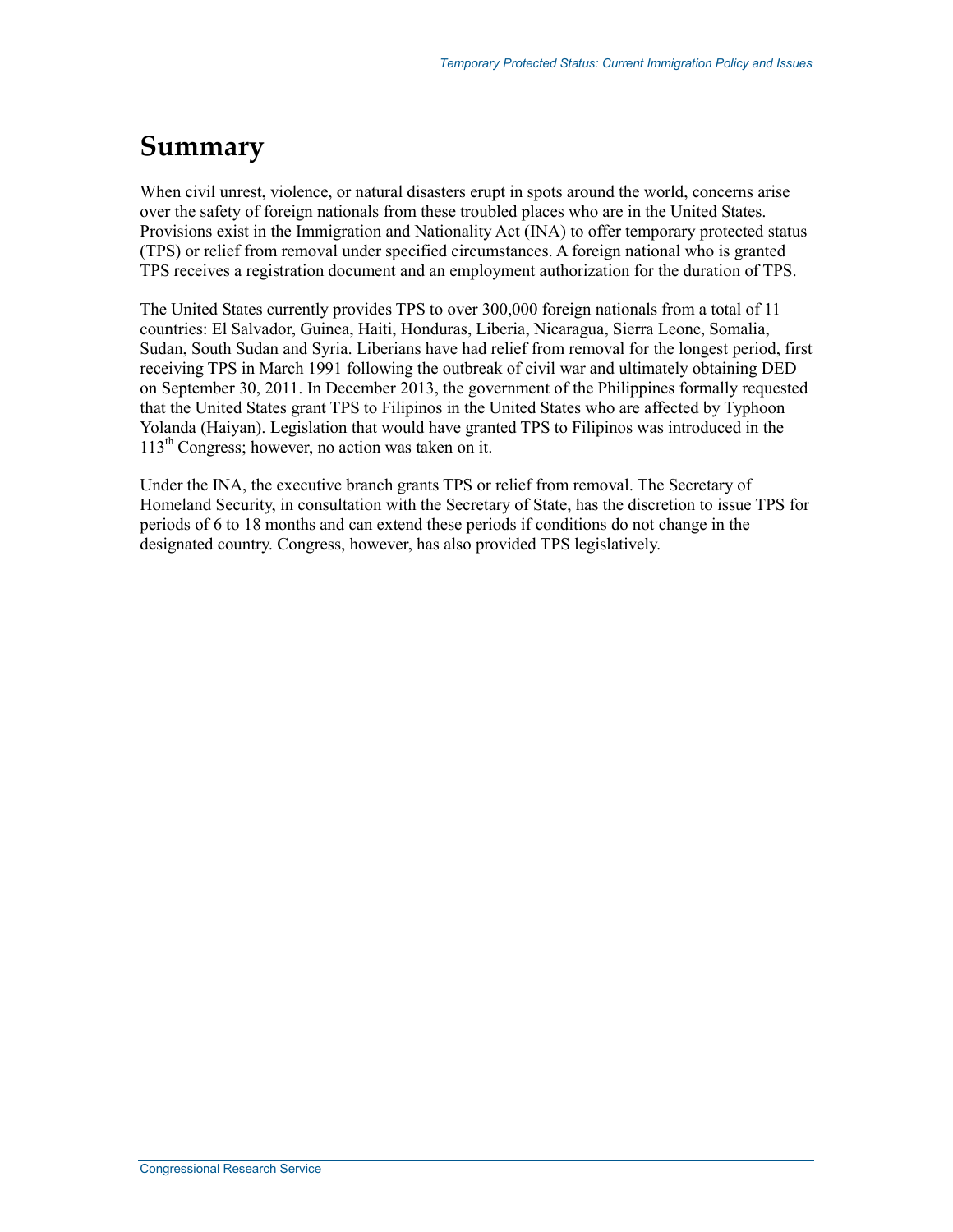# Summary

When civil unrest, violence, or natural disasters erupt in spots around the world, concerns arise over the safety of foreign nationals from these troubled places who are in the United States. Provisions exist in the Immigration and Nationality Act (INA) to offer temporary protected status (TPS) or relief from removal under specified circumstances. A foreign national who is granted TPS receives a registration document and an employment authorization for the duration of TPS.

The United States currently provides TPS to over 300,000 foreign nationals from a total of 11 countries: El Salvador, Guinea, Haiti, Honduras, Liberia, Nicaragua, Sierra Leone, Somalia, Sudan, South Sudan and Syria. Liberians have had relief from removal for the longest period, first receiving TPS in March 1991 following the outbreak of civil war and ultimately obtaining DED on September 30, 2011. In December 2013, the government of the Philippines formally requested that the United States grant TPS to Filipinos in the United States who are affected by Typhoon Yolanda (Haiyan). Legislation that would have granted TPS to Filipinos was introduced in the 113th Congress; however, no action was taken on it.

Under the INA, the executive branch grants TPS or relief from removal. The Secretary of Homeland Security, in consultation with the Secretary of State, has the discretion to issue TPS for periods of 6 to 18 months and can extend these periods if conditions do not change in the designated country. Congress, however, has also provided TPS legislatively.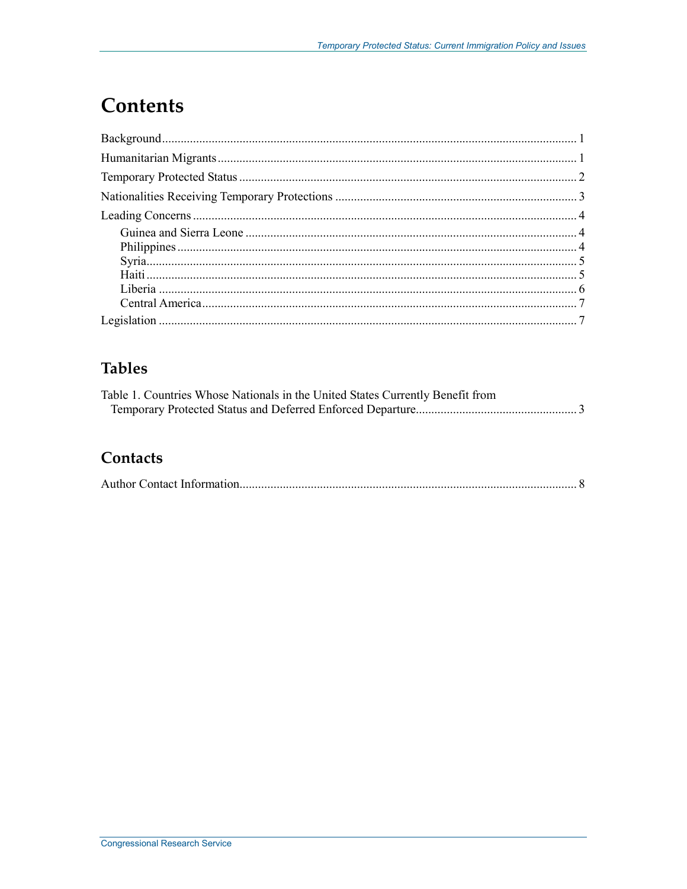# Contents

Background .......... 1
Humanitarian Migrants .......... 1
Temporary Protected Status .......... 2
Nationalities Receiving Temporary Protections .......... 3
Leading Concerns .......... 4
- Guinea and Sierra Leone .......... 4
- Philippines .......... 4
- Syria .......... 5
- Haiti .......... 5
- Liberia .......... 6
- Central America .......... 7

Legislation .......... 7

## Tables

Table 1. Countries Whose Nationals in the United States Currently Benefit from Temporary Protected Status and Deferred Enforced Departure .......... 3

## Contacts

Author Contact Information .......... 8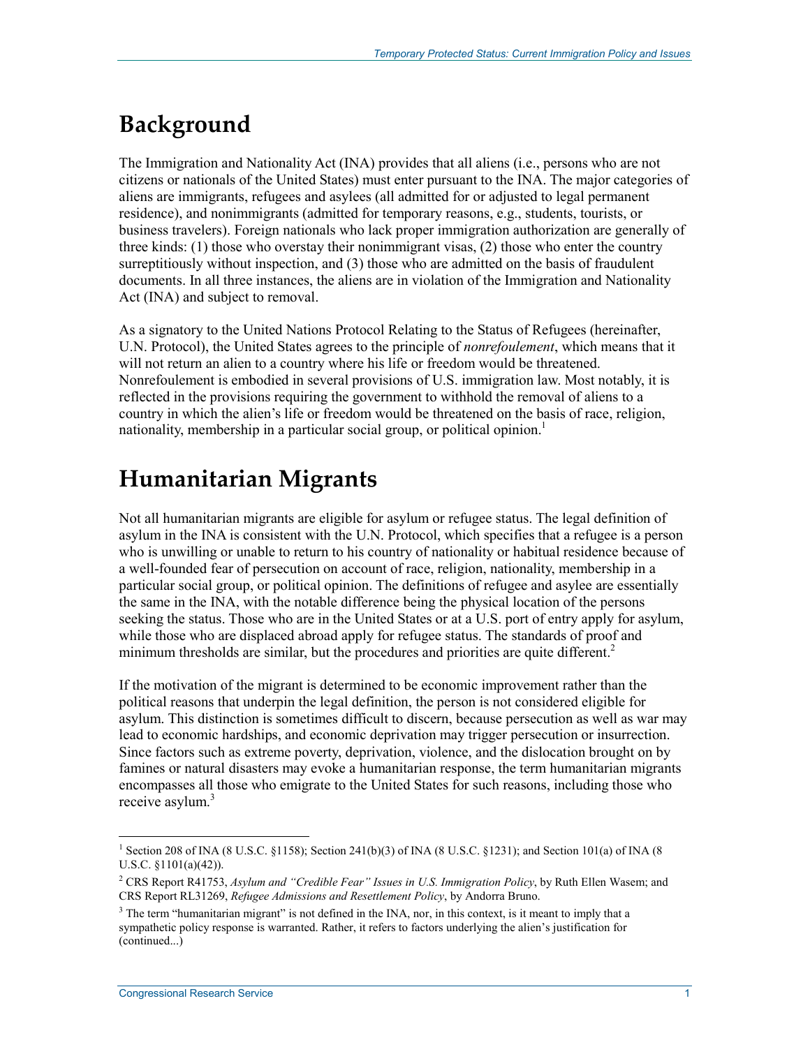# Background

The Immigration and Nationality Act (INA) provides that all aliens (i.e., persons who are not citizens or nationals of the United States) must enter pursuant to the INA. The major categories of aliens are immigrants, refugees and asylees (all admitted for or adjusted to legal permanent residence), and nonimmigrants (admitted for temporary reasons, e.g., students, tourists, or business travelers). Foreign nationals who lack proper immigration authorization are generally of three kinds: (1) those who overstay their nonimmigrant visas, (2) those who enter the country surreptitiously without inspection, and (3) those who are admitted on the basis of fraudulent documents. In all three instances, the aliens are in violation of the Immigration and Nationality Act (INA) and subject to removal.

As a signatory to the United Nations Protocol Relating to the Status of Refugees (hereinafter, U.N. Protocol), the United States agrees to the principle of *nonrefoulement*, which means that it will not return an alien to a country where his life or freedom would be threatened. Nonrefoulement is embodied in several provisions of U.S. immigration law. Most notably, it is reflected in the provisions requiring the government to withhold the removal of aliens to a country in which the alien's life or freedom would be threatened on the basis of race, religion, nationality, membership in a particular social group, or political opinion.[1]

# Humanitarian Migrants

Not all humanitarian migrants are eligible for asylum or refugee status. The legal definition of asylum in the INA is consistent with the U.N. Protocol, which specifies that a refugee is a person who is unwilling or unable to return to his country of nationality or habitual residence because of a well-founded fear of persecution on account of race, religion, nationality, membership in a particular social group, or political opinion. The definitions of refugee and asylee are essentially the same in the INA, with the notable difference being the physical location of the persons seeking the status. Those who are in the United States or at a U.S. port of entry apply for asylum, while those who are displaced abroad apply for refugee status. The standards of proof and minimum thresholds are similar, but the procedures and priorities are quite different.[2]

If the motivation of the migrant is determined to be economic improvement rather than the political reasons that underpin the legal definition, the person is not considered eligible for asylum. This distinction is sometimes difficult to discern, because persecution as well as war may lead to economic hardships, and economic deprivation may trigger persecution or insurrection. Since factors such as extreme poverty, deprivation, violence, and the dislocation brought on by famines or natural disasters may evoke a humanitarian response, the term humanitarian migrants encompasses all those who emigrate to the United States for such reasons, including those who receive asylum.[3]

---

[1] Section 208 of INA (8 U.S.C. §1158); Section 241(b)(3) of INA (8 U.S.C. §1231); and Section 101(a) of INA (8 U.S.C. §1101(a)(42)).

[2] CRS Report R41753, *Asylum and "Credible Fear" Issues in U.S. Immigration Policy*, by Ruth Ellen Wasem; and CRS Report RL31269, *Refugee Admissions and Resettlement Policy*, by Andorra Bruno.

[3] The term "humanitarian migrant" is not defined in the INA, nor, in this context, is it meant to imply that a sympathetic policy response is warranted. Rather, it refers to factors underlying the alien's justification for (continued...)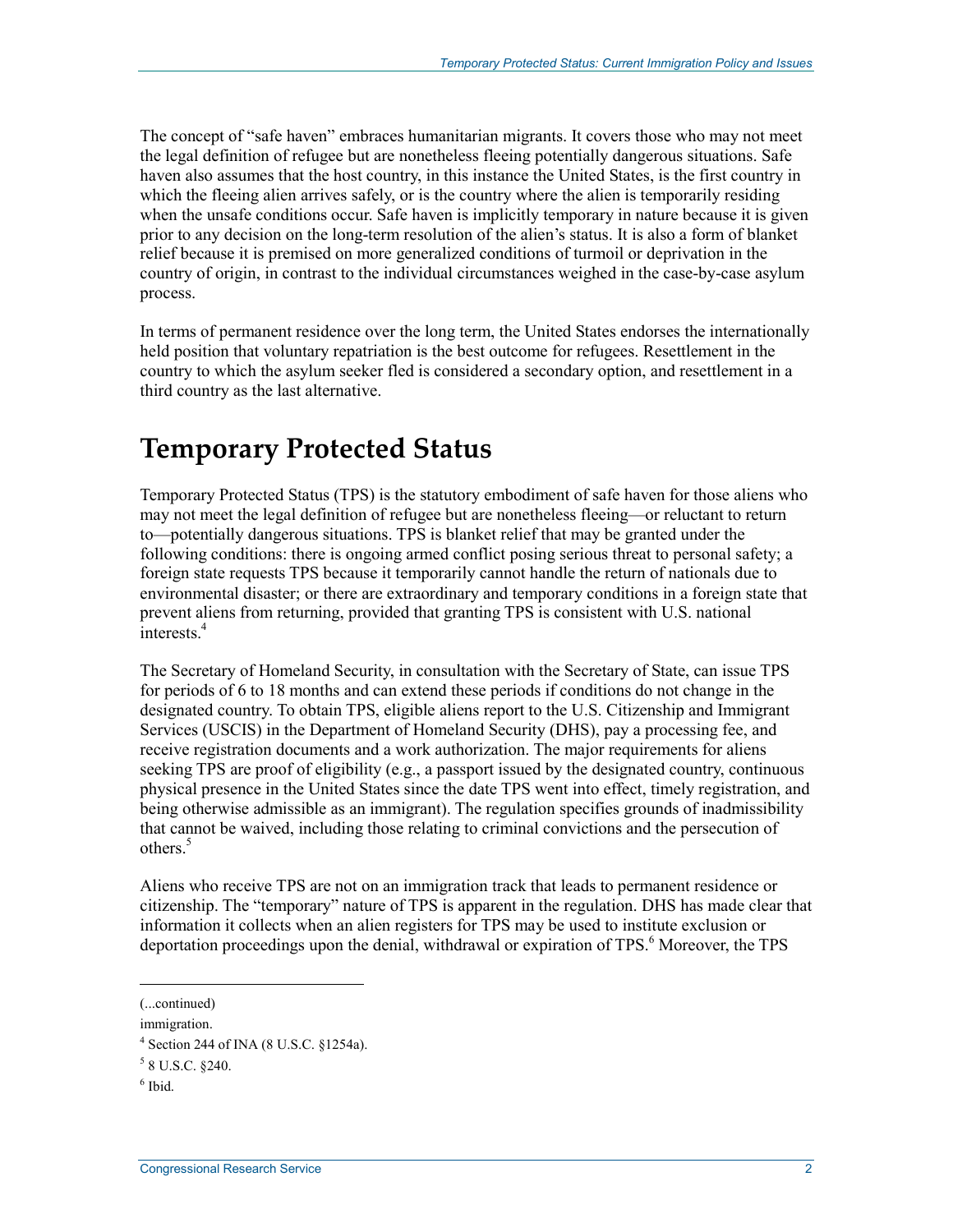The concept of "safe haven" embraces humanitarian migrants. It covers those who may not meet the legal definition of refugee but are nonetheless fleeing potentially dangerous situations. Safe haven also assumes that the host country, in this instance the United States, is the first country in which the fleeing alien arrives safely, or is the country where the alien is temporarily residing when the unsafe conditions occur. Safe haven is implicitly temporary in nature because it is given prior to any decision on the long-term resolution of the alien's status. It is also a form of blanket relief because it is premised on more generalized conditions of turmoil or deprivation in the country of origin, in contrast to the individual circumstances weighed in the case-by-case asylum process.

In terms of permanent residence over the long term, the United States endorses the internationally held position that voluntary repatriation is the best outcome for refugees. Resettlement in the country to which the asylum seeker fled is considered a secondary option, and resettlement in a third country as the last alternative.

# Temporary Protected Status

Temporary Protected Status (TPS) is the statutory embodiment of safe haven for those aliens who may not meet the legal definition of refugee but are nonetheless fleeing—or reluctant to return to—potentially dangerous situations. TPS is blanket relief that may be granted under the following conditions: there is ongoing armed conflict posing serious threat to personal safety; a foreign state requests TPS because it temporarily cannot handle the return of nationals due to environmental disaster; or there are extraordinary and temporary conditions in a foreign state that prevent aliens from returning, provided that granting TPS is consistent with U.S. national interests.[4]

The Secretary of Homeland Security, in consultation with the Secretary of State, can issue TPS for periods of 6 to 18 months and can extend these periods if conditions do not change in the designated country. To obtain TPS, eligible aliens report to the U.S. Citizenship and Immigrant Services (USCIS) in the Department of Homeland Security (DHS), pay a processing fee, and receive registration documents and a work authorization. The major requirements for aliens seeking TPS are proof of eligibility (e.g., a passport issued by the designated country, continuous physical presence in the United States since the date TPS went into effect, timely registration, and being otherwise admissible as an immigrant). The regulation specifies grounds of inadmissibility that cannot be waived, including those relating to criminal convictions and the persecution of others.[5]

Aliens who receive TPS are not on an immigration track that leads to permanent residence or citizenship. The "temporary" nature of TPS is apparent in the regulation. DHS has made clear that information it collects when an alien registers for TPS may be used to institute exclusion or deportation proceedings upon the denial, withdrawal or expiration of TPS.[6] Moreover, the TPS

---

(...continued)

immigration.

[4] Section 244 of INA (8 U.S.C. §1254a).

[5] 8 U.S.C. §240.

[6] Ibid.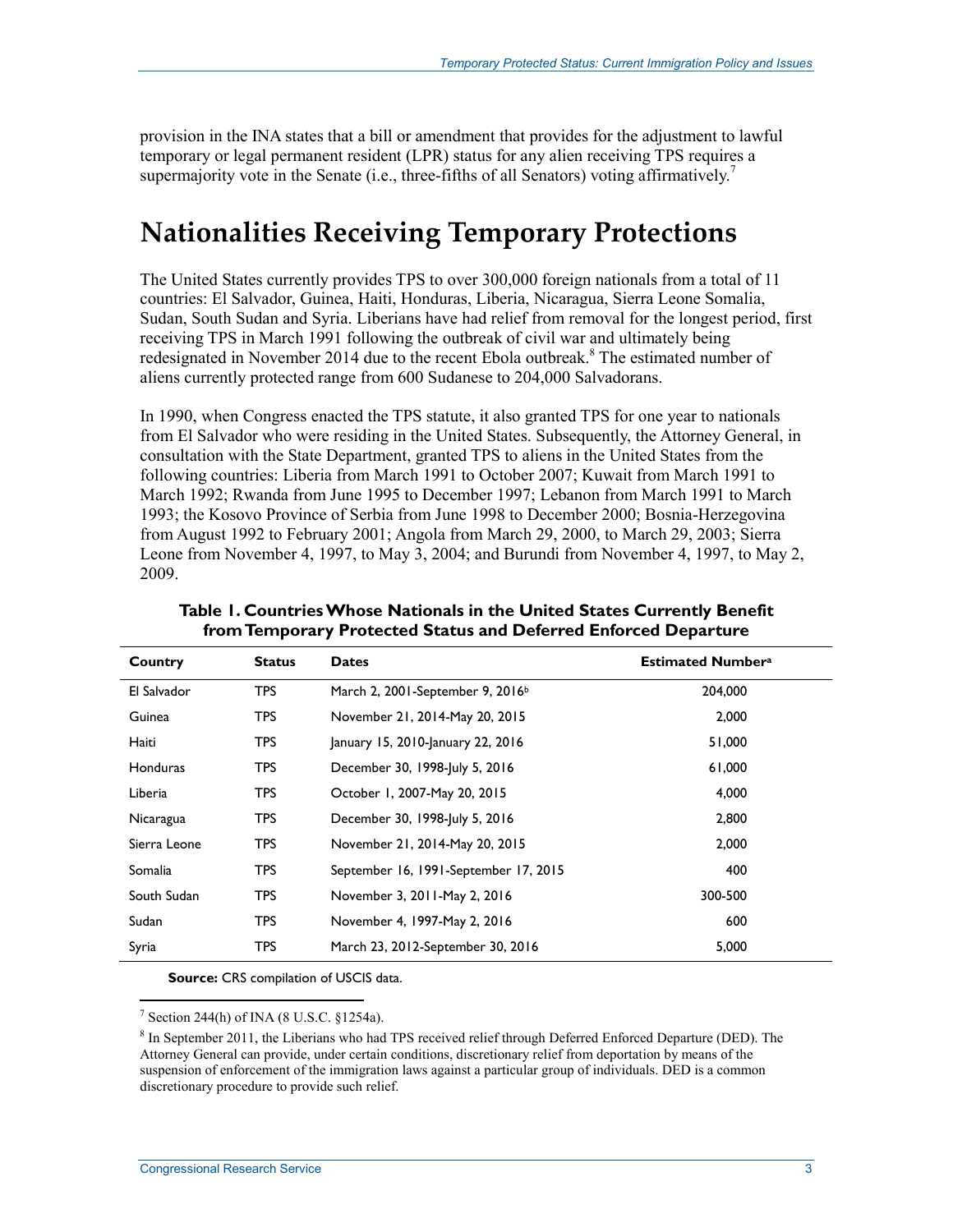provision in the INA states that a bill or amendment that provides for the adjustment to lawful temporary or legal permanent resident (LPR) status for any alien receiving TPS requires a supermajority vote in the Senate (i.e., three-fifths of all Senators) voting affirmatively.[7]

# Nationalities Receiving Temporary Protections

The United States currently provides TPS to over 300,000 foreign nationals from a total of 11 countries: El Salvador, Guinea, Haiti, Honduras, Liberia, Nicaragua, Sierra Leone Somalia, Sudan, South Sudan and Syria. Liberians have had relief from removal for the longest period, first receiving TPS in March 1991 following the outbreak of civil war and ultimately being redesignated in November 2014 due to the recent Ebola outbreak.[8] The estimated number of aliens currently protected range from 600 Sudanese to 204,000 Salvadorans.

In 1990, when Congress enacted the TPS statute, it also granted TPS for one year to nationals from El Salvador who were residing in the United States. Subsequently, the Attorney General, in consultation with the State Department, granted TPS to aliens in the United States from the following countries: Liberia from March 1991 to October 2007; Kuwait from March 1991 to March 1992; Rwanda from June 1995 to December 1997; Lebanon from March 1991 to March 1993; the Kosovo Province of Serbia from June 1998 to December 2000; Bosnia-Herzegovina from August 1992 to February 2001; Angola from March 29, 2000, to March 29, 2003; Sierra Leone from November 4, 1997, to May 3, 2004; and Burundi from November 4, 1997, to May 2, 2009.

**Table 1. Countries Whose Nationals in the United States Currently Benefit from Temporary Protected Status and Deferred Enforced Departure**

| Country | Status | Dates | Estimated Number[a] |
|---|---|---|---|
| El Salvador | TPS | March 2, 2001-September 9, 2016[b] | 204,000 |
| Guinea | TPS | November 21, 2014-May 20, 2015 | 2,000 |
| Haiti | TPS | January 15, 2010-January 22, 2016 | 51,000 |
| Honduras | TPS | December 30, 1998-July 5, 2016 | 61,000 |
| Liberia | TPS | October 1, 2007-May 20, 2015 | 4,000 |
| Nicaragua | TPS | December 30, 1998-July 5, 2016 | 2,800 |
| Sierra Leone | TPS | November 21, 2014-May 20, 2015 | 2,000 |
| Somalia | TPS | September 16, 1991-September 17, 2015 | 400 |
| South Sudan | TPS | November 3, 2011-May 2, 2016 | 300-500 |
| Sudan | TPS | November 4, 1997-May 2, 2016 | 600 |
| Syria | TPS | March 23, 2012-September 30, 2016 | 5,000 |

**Source:** CRS compilation of USCIS data.

[7] Section 244(h) of INA (8 U.S.C. §1254a).

[8] In September 2011, the Liberians who had TPS received relief through Deferred Enforced Departure (DED). The Attorney General can provide, under certain conditions, discretionary relief from deportation by means of the suspension of enforcement of the immigration laws against a particular group of individuals. DED is a common discretionary procedure to provide such relief.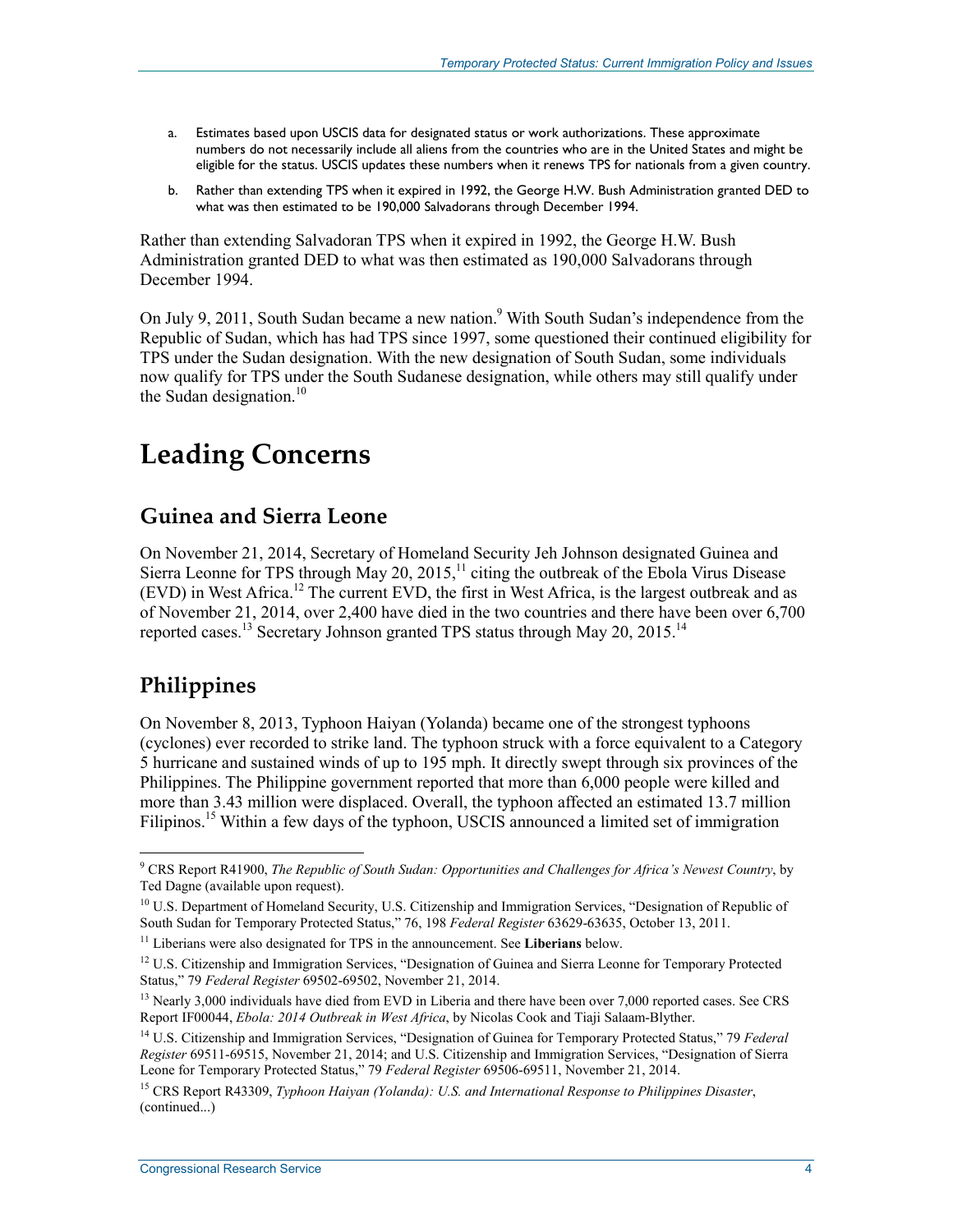a. Estimates based upon USCIS data for designated status or work authorizations. These approximate numbers do not necessarily include all aliens from the countries who are in the United States and might be eligible for the status. USCIS updates these numbers when it renews TPS for nationals from a given country.

b. Rather than extending TPS when it expired in 1992, the George H.W. Bush Administration granted DED to what was then estimated to be 190,000 Salvadorans through December 1994.

Rather than extending Salvadoran TPS when it expired in 1992, the George H.W. Bush Administration granted DED to what was then estimated as 190,000 Salvadorans through December 1994.

On July 9, 2011, South Sudan became a new nation.[9] With South Sudan's independence from the Republic of Sudan, which has had TPS since 1997, some questioned their continued eligibility for TPS under the Sudan designation. With the new designation of South Sudan, some individuals now qualify for TPS under the South Sudanese designation, while others may still qualify under the Sudan designation.[10]

# Leading Concerns

## Guinea and Sierra Leone

On November 21, 2014, Secretary of Homeland Security Jeh Johnson designated Guinea and Sierra Leonne for TPS through May 20, 2015,[11] citing the outbreak of the Ebola Virus Disease (EVD) in West Africa.[12] The current EVD, the first in West Africa, is the largest outbreak and as of November 21, 2014, over 2,400 have died in the two countries and there have been over 6,700 reported cases.[13] Secretary Johnson granted TPS status through May 20, 2015.[14]

## Philippines

On November 8, 2013, Typhoon Haiyan (Yolanda) became one of the strongest typhoons (cyclones) ever recorded to strike land. The typhoon struck with a force equivalent to a Category 5 hurricane and sustained winds of up to 195 mph. It directly swept through six provinces of the Philippines. The Philippine government reported that more than 6,000 people were killed and more than 3.43 million were displaced. Overall, the typhoon affected an estimated 13.7 million Filipinos.[15] Within a few days of the typhoon, USCIS announced a limited set of immigration

---

[9] CRS Report R41900, *The Republic of South Sudan: Opportunities and Challenges for Africa's Newest Country*, by Ted Dagne (available upon request).

[10] U.S. Department of Homeland Security, U.S. Citizenship and Immigration Services, "Designation of Republic of South Sudan for Temporary Protected Status," 76, 198 *Federal Register* 63629-63635, October 13, 2011.

[11] Liberians were also designated for TPS in the announcement. See **Liberians** below.

[12] U.S. Citizenship and Immigration Services, "Designation of Guinea and Sierra Leonne for Temporary Protected Status," 79 *Federal Register* 69502-69502, November 21, 2014.

[13] Nearly 3,000 individuals have died from EVD in Liberia and there have been over 7,000 reported cases. See CRS Report IF00044, *Ebola: 2014 Outbreak in West Africa*, by Nicolas Cook and Tiaji Salaam-Blyther.

[14] U.S. Citizenship and Immigration Services, "Designation of Guinea for Temporary Protected Status," 79 *Federal Register* 69511-69515, November 21, 2014; and U.S. Citizenship and Immigration Services, "Designation of Sierra Leone for Temporary Protected Status," 79 *Federal Register* 69506-69511, November 21, 2014.

[15] CRS Report R43309, *Typhoon Haiyan (Yolanda): U.S. and International Response to Philippines Disaster*, (continued...)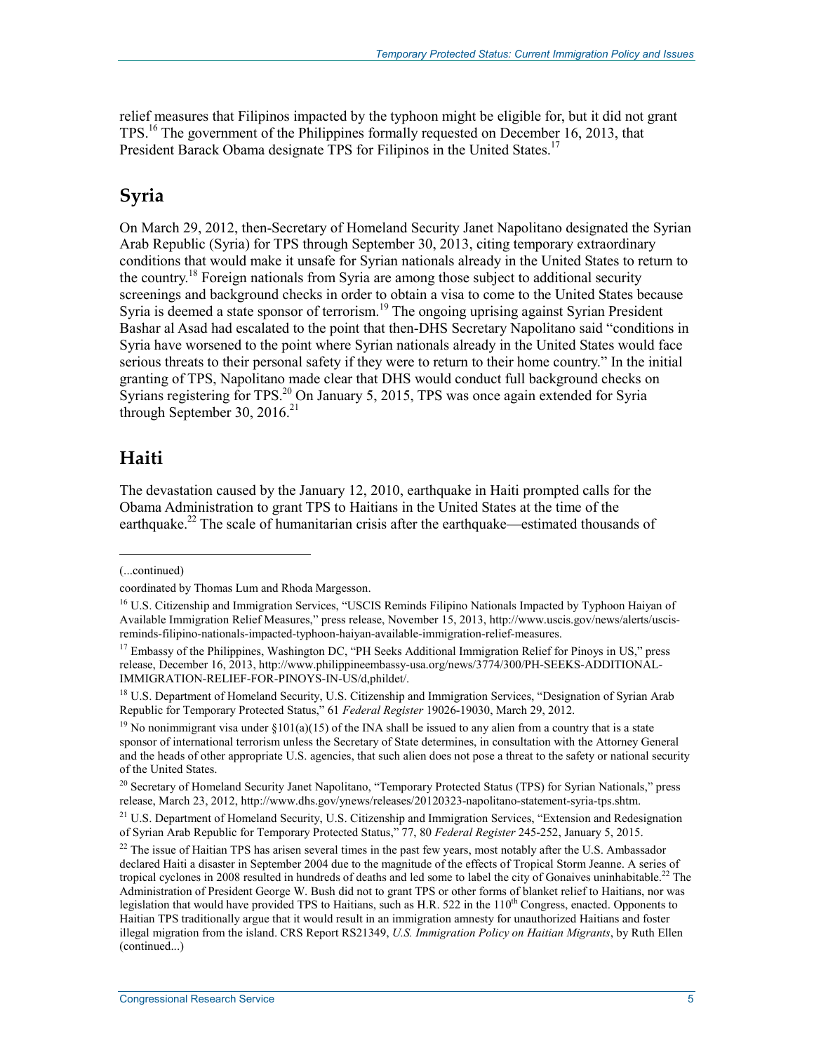relief measures that Filipinos impacted by the typhoon might be eligible for, but it did not grant TPS.[16] The government of the Philippines formally requested on December 16, 2013, that President Barack Obama designate TPS for Filipinos in the United States.[17]

## Syria

On March 29, 2012, then-Secretary of Homeland Security Janet Napolitano designated the Syrian Arab Republic (Syria) for TPS through September 30, 2013, citing temporary extraordinary conditions that would make it unsafe for Syrian nationals already in the United States to return to the country.[18] Foreign nationals from Syria are among those subject to additional security screenings and background checks in order to obtain a visa to come to the United States because Syria is deemed a state sponsor of terrorism.[19] The ongoing uprising against Syrian President Bashar al Asad had escalated to the point that then-DHS Secretary Napolitano said "conditions in Syria have worsened to the point where Syrian nationals already in the United States would face serious threats to their personal safety if they were to return to their home country." In the initial granting of TPS, Napolitano made clear that DHS would conduct full background checks on Syrians registering for TPS.[20] On January 5, 2015, TPS was once again extended for Syria through September 30, 2016.[21]

## Haiti

The devastation caused by the January 12, 2010, earthquake in Haiti prompted calls for the Obama Administration to grant TPS to Haitians in the United States at the time of the earthquake.[22] The scale of humanitarian crisis after the earthquake—estimated thousands of

---

(...continued)

coordinated by Thomas Lum and Rhoda Margesson.

[16] U.S. Citizenship and Immigration Services, "USCIS Reminds Filipino Nationals Impacted by Typhoon Haiyan of Available Immigration Relief Measures," press release, November 15, 2013, http://www.uscis.gov/news/alerts/uscis-reminds-filipino-nationals-impacted-typhoon-haiyan-available-immigration-relief-measures.

[17] Embassy of the Philippines, Washington DC, "PH Seeks Additional Immigration Relief for Pinoys in US," press release, December 16, 2013, http://www.philippineembassy-usa.org/news/3774/300/PH-SEEKS-ADDITIONAL-IMMIGRATION-RELIEF-FOR-PINOYS-IN-US/d,phildet/.

[18] U.S. Department of Homeland Security, U.S. Citizenship and Immigration Services, "Designation of Syrian Arab Republic for Temporary Protected Status," 61 *Federal Register* 19026-19030, March 29, 2012.

[19] No nonimmigrant visa under §101(a)(15) of the INA shall be issued to any alien from a country that is a state sponsor of international terrorism unless the Secretary of State determines, in consultation with the Attorney General and the heads of other appropriate U.S. agencies, that such alien does not pose a threat to the safety or national security of the United States.

[20] Secretary of Homeland Security Janet Napolitano, "Temporary Protected Status (TPS) for Syrian Nationals," press release, March 23, 2012, http://www.dhs.gov/ynews/releases/20120323-napolitano-statement-syria-tps.shtm.

[21] U.S. Department of Homeland Security, U.S. Citizenship and Immigration Services, "Extension and Redesignation of Syrian Arab Republic for Temporary Protected Status," 77, 80 *Federal Register* 245-252, January 5, 2015.

[22] The issue of Haitian TPS has arisen several times in the past few years, most notably after the U.S. Ambassador declared Haiti a disaster in September 2004 due to the magnitude of the effects of Tropical Storm Jeanne. A series of tropical cyclones in 2008 resulted in hundreds of deaths and led some to label the city of Gonaives uninhabitable.[22] The Administration of President George W. Bush did not to grant TPS or other forms of blanket relief to Haitians, nor was legislation that would have provided TPS to Haitians, such as H.R. 522 in the 110th Congress, enacted. Opponents to Haitian TPS traditionally argue that it would result in an immigration amnesty for unauthorized Haitians and foster illegal migration from the island. CRS Report RS21349, *U.S. Immigration Policy on Haitian Migrants*, by Ruth Ellen (continued...)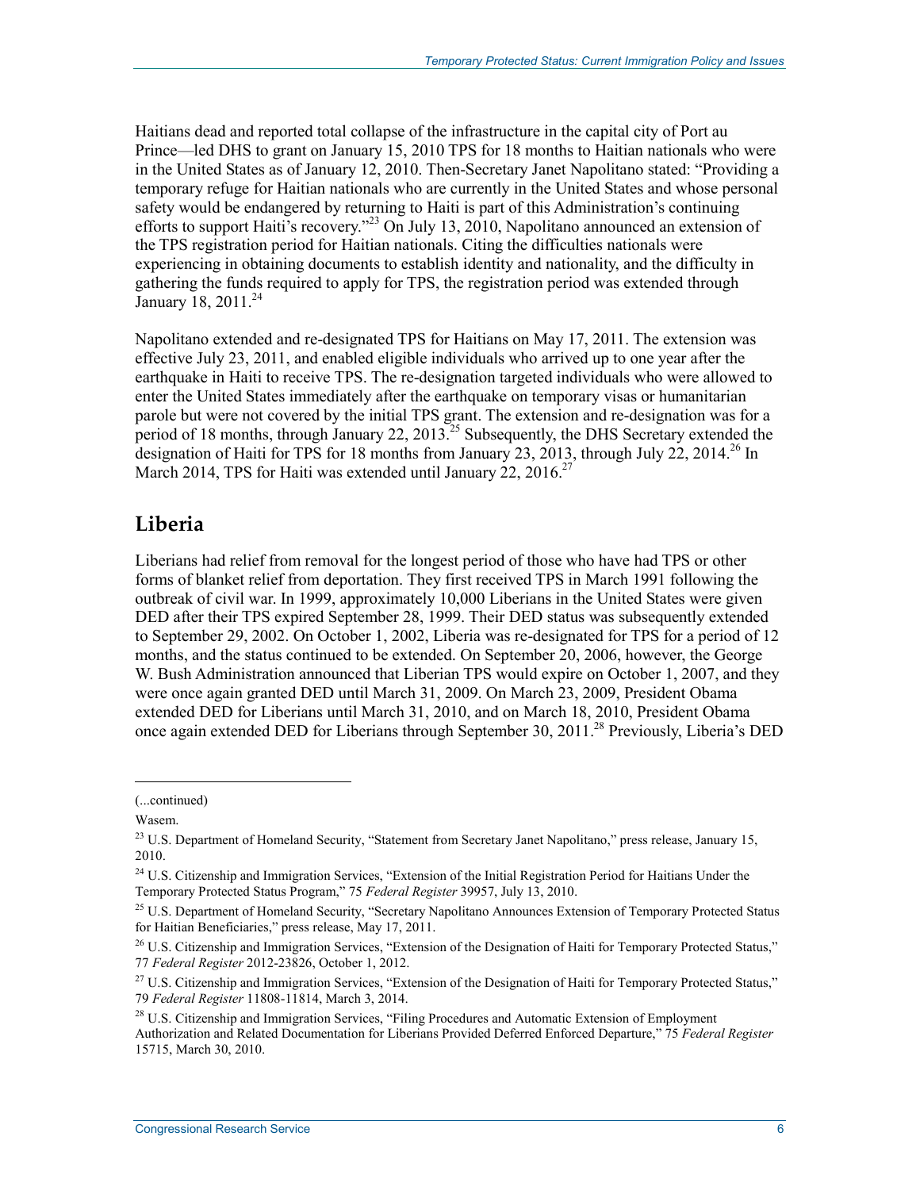Haitians dead and reported total collapse of the infrastructure in the capital city of Port au Prince—led DHS to grant on January 15, 2010 TPS for 18 months to Haitian nationals who were in the United States as of January 12, 2010. Then-Secretary Janet Napolitano stated: "Providing a temporary refuge for Haitian nationals who are currently in the United States and whose personal safety would be endangered by returning to Haiti is part of this Administration's continuing efforts to support Haiti's recovery."[23] On July 13, 2010, Napolitano announced an extension of the TPS registration period for Haitian nationals. Citing the difficulties nationals were experiencing in obtaining documents to establish identity and nationality, and the difficulty in gathering the funds required to apply for TPS, the registration period was extended through January 18, 2011.[24]

Napolitano extended and re-designated TPS for Haitians on May 17, 2011. The extension was effective July 23, 2011, and enabled eligible individuals who arrived up to one year after the earthquake in Haiti to receive TPS. The re-designation targeted individuals who were allowed to enter the United States immediately after the earthquake on temporary visas or humanitarian parole but were not covered by the initial TPS grant. The extension and re-designation was for a period of 18 months, through January 22, 2013.[25] Subsequently, the DHS Secretary extended the designation of Haiti for TPS for 18 months from January 23, 2013, through July 22, 2014.[26] In March 2014, TPS for Haiti was extended until January 22, 2016.[27]

## Liberia

Liberians had relief from removal for the longest period of those who have had TPS or other forms of blanket relief from deportation. They first received TPS in March 1991 following the outbreak of civil war. In 1999, approximately 10,000 Liberians in the United States were given DED after their TPS expired September 28, 1999. Their DED status was subsequently extended to September 29, 2002. On October 1, 2002, Liberia was re-designated for TPS for a period of 12 months, and the status continued to be extended. On September 20, 2006, however, the George W. Bush Administration announced that Liberian TPS would expire on October 1, 2007, and they were once again granted DED until March 31, 2009. On March 23, 2009, President Obama extended DED for Liberians until March 31, 2010, and on March 18, 2010, President Obama once again extended DED for Liberians through September 30, 2011.[28] Previously, Liberia's DED

---

(...continued)

Wasem.

[23] U.S. Department of Homeland Security, "Statement from Secretary Janet Napolitano," press release, January 15, 2010.

[24] U.S. Citizenship and Immigration Services, "Extension of the Initial Registration Period for Haitians Under the Temporary Protected Status Program," 75 *Federal Register* 39957, July 13, 2010.

[25] U.S. Department of Homeland Security, "Secretary Napolitano Announces Extension of Temporary Protected Status for Haitian Beneficiaries," press release, May 17, 2011.

[26] U.S. Citizenship and Immigration Services, "Extension of the Designation of Haiti for Temporary Protected Status," 77 *Federal Register* 2012-23826, October 1, 2012.

[27] U.S. Citizenship and Immigration Services, "Extension of the Designation of Haiti for Temporary Protected Status," 79 *Federal Register* 11808-11814, March 3, 2014.

[28] U.S. Citizenship and Immigration Services, "Filing Procedures and Automatic Extension of Employment Authorization and Related Documentation for Liberians Provided Deferred Enforced Departure," 75 *Federal Register* 15715, March 30, 2010.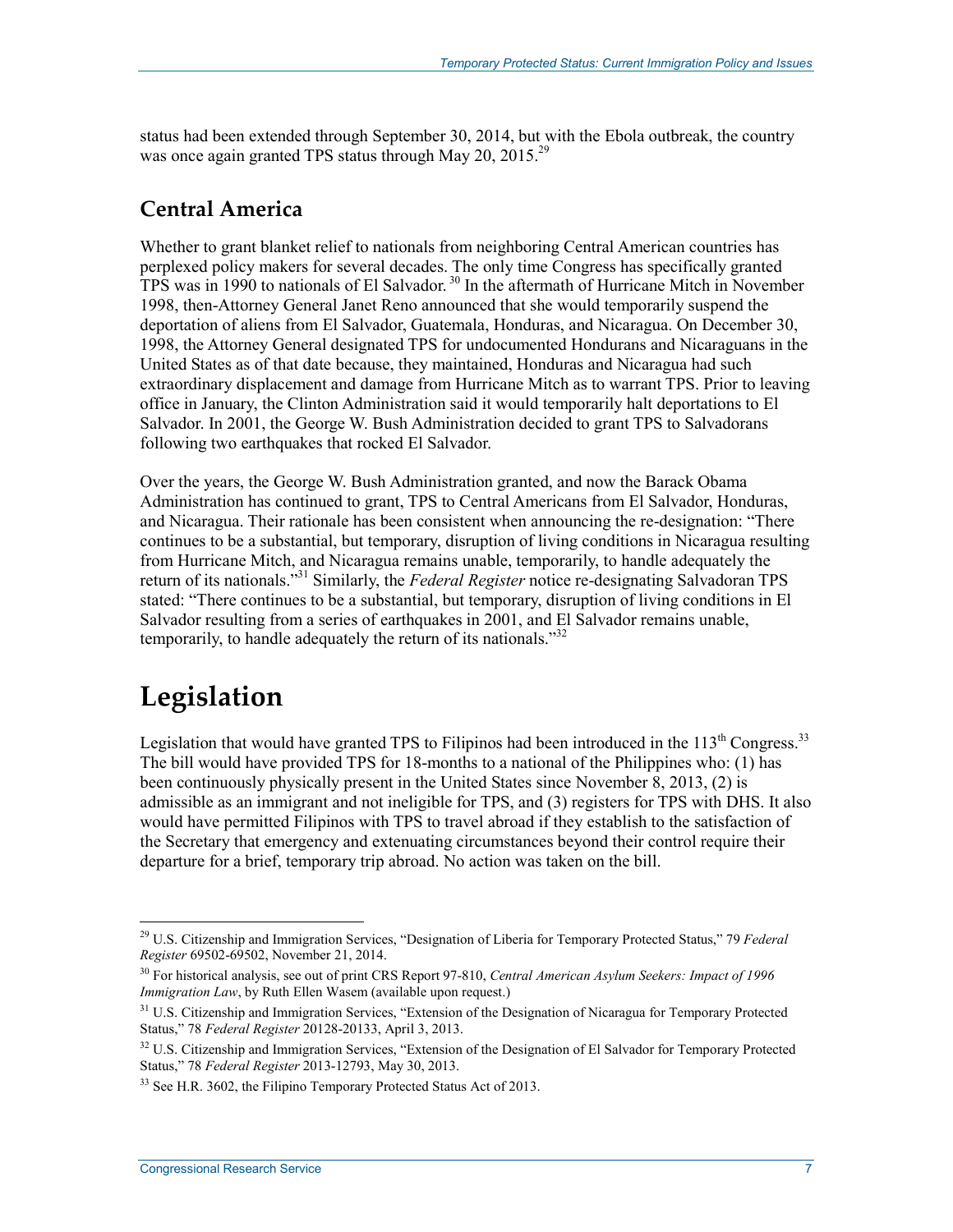status had been extended through September 30, 2014, but with the Ebola outbreak, the country was once again granted TPS status through May 20, 2015.[29]

## Central America

Whether to grant blanket relief to nationals from neighboring Central American countries has perplexed policy makers for several decades. The only time Congress has specifically granted TPS was in 1990 to nationals of El Salvador.[30] In the aftermath of Hurricane Mitch in November 1998, then-Attorney General Janet Reno announced that she would temporarily suspend the deportation of aliens from El Salvador, Guatemala, Honduras, and Nicaragua. On December 30, 1998, the Attorney General designated TPS for undocumented Hondurans and Nicaraguans in the United States as of that date because, they maintained, Honduras and Nicaragua had such extraordinary displacement and damage from Hurricane Mitch as to warrant TPS. Prior to leaving office in January, the Clinton Administration said it would temporarily halt deportations to El Salvador. In 2001, the George W. Bush Administration decided to grant TPS to Salvadorans following two earthquakes that rocked El Salvador.

Over the years, the George W. Bush Administration granted, and now the Barack Obama Administration has continued to grant, TPS to Central Americans from El Salvador, Honduras, and Nicaragua. Their rationale has been consistent when announcing the re-designation: "There continues to be a substantial, but temporary, disruption of living conditions in Nicaragua resulting from Hurricane Mitch, and Nicaragua remains unable, temporarily, to handle adequately the return of its nationals."[31] Similarly, the *Federal Register* notice re-designating Salvadoran TPS stated: "There continues to be a substantial, but temporary, disruption of living conditions in El Salvador resulting from a series of earthquakes in 2001, and El Salvador remains unable, temporarily, to handle adequately the return of its nationals."[32]

# Legislation

Legislation that would have granted TPS to Filipinos had been introduced in the 113th Congress.[33] The bill would have provided TPS for 18-months to a national of the Philippines who: (1) has been continuously physically present in the United States since November 8, 2013, (2) is admissible as an immigrant and not ineligible for TPS, and (3) registers for TPS with DHS. It also would have permitted Filipinos with TPS to travel abroad if they establish to the satisfaction of the Secretary that emergency and extenuating circumstances beyond their control require their departure for a brief, temporary trip abroad. No action was taken on the bill.

---

[29] U.S. Citizenship and Immigration Services, "Designation of Liberia for Temporary Protected Status," 79 *Federal Register* 69502-69502, November 21, 2014.

[30] For historical analysis, see out of print CRS Report 97-810, *Central American Asylum Seekers: Impact of 1996 Immigration Law*, by Ruth Ellen Wasem (available upon request.)

[31] U.S. Citizenship and Immigration Services, "Extension of the Designation of Nicaragua for Temporary Protected Status," 78 *Federal Register* 20128-20133, April 3, 2013.

[32] U.S. Citizenship and Immigration Services, "Extension of the Designation of El Salvador for Temporary Protected Status," 78 *Federal Register* 2013-12793, May 30, 2013.

[33] See H.R. 3602, the Filipino Temporary Protected Status Act of 2013.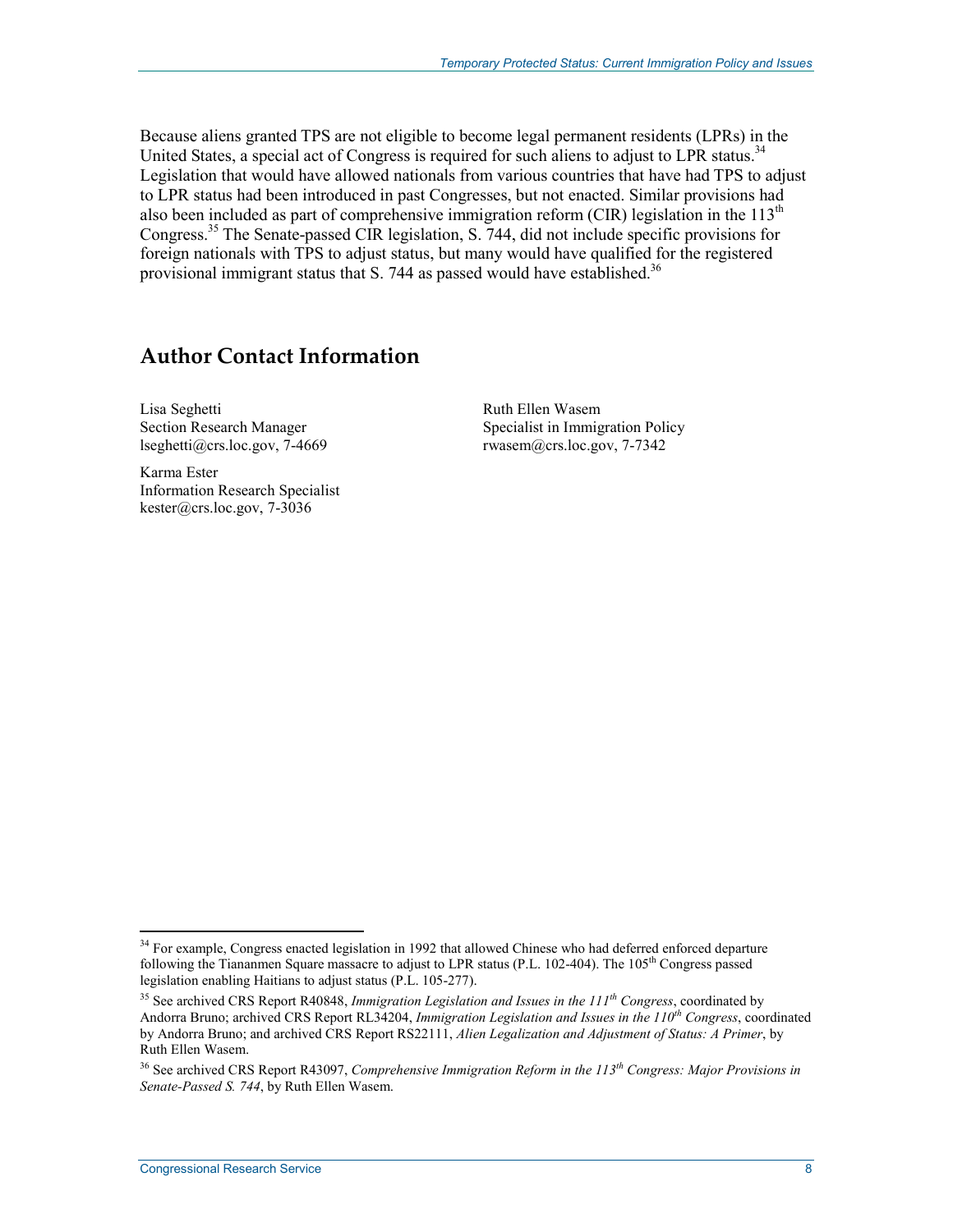Because aliens granted TPS are not eligible to become legal permanent residents (LPRs) in the United States, a special act of Congress is required for such aliens to adjust to LPR status.[34] Legislation that would have allowed nationals from various countries that have had TPS to adjust to LPR status had been introduced in past Congresses, but not enacted. Similar provisions had also been included as part of comprehensive immigration reform (CIR) legislation in the 113th Congress.[35] The Senate-passed CIR legislation, S. 744, did not include specific provisions for foreign nationals with TPS to adjust status, but many would have qualified for the registered provisional immigrant status that S. 744 as passed would have established.[36]

## Author Contact Information

Lisa Seghetti
Section Research Manager
lseghetti@crs.loc.gov, 7-4669

Ruth Ellen Wasem
Specialist in Immigration Policy
rwasem@crs.loc.gov, 7-7342

Karma Ester
Information Research Specialist
kester@crs.loc.gov, 7-3036

---

[34] For example, Congress enacted legislation in 1992 that allowed Chinese who had deferred enforced departure following the Tiananmen Square massacre to adjust to LPR status (P.L. 102-404). The 105th Congress passed legislation enabling Haitians to adjust status (P.L. 105-277).

[35] See archived CRS Report R40848, *Immigration Legislation and Issues in the 111th Congress*, coordinated by Andorra Bruno; archived CRS Report RL34204, *Immigration Legislation and Issues in the 110th Congress*, coordinated by Andorra Bruno; and archived CRS Report RS22111, *Alien Legalization and Adjustment of Status: A Primer*, by Ruth Ellen Wasem.

[36] See archived CRS Report R43097, *Comprehensive Immigration Reform in the 113th Congress: Major Provisions in Senate-Passed S. 744*, by Ruth Ellen Wasem.